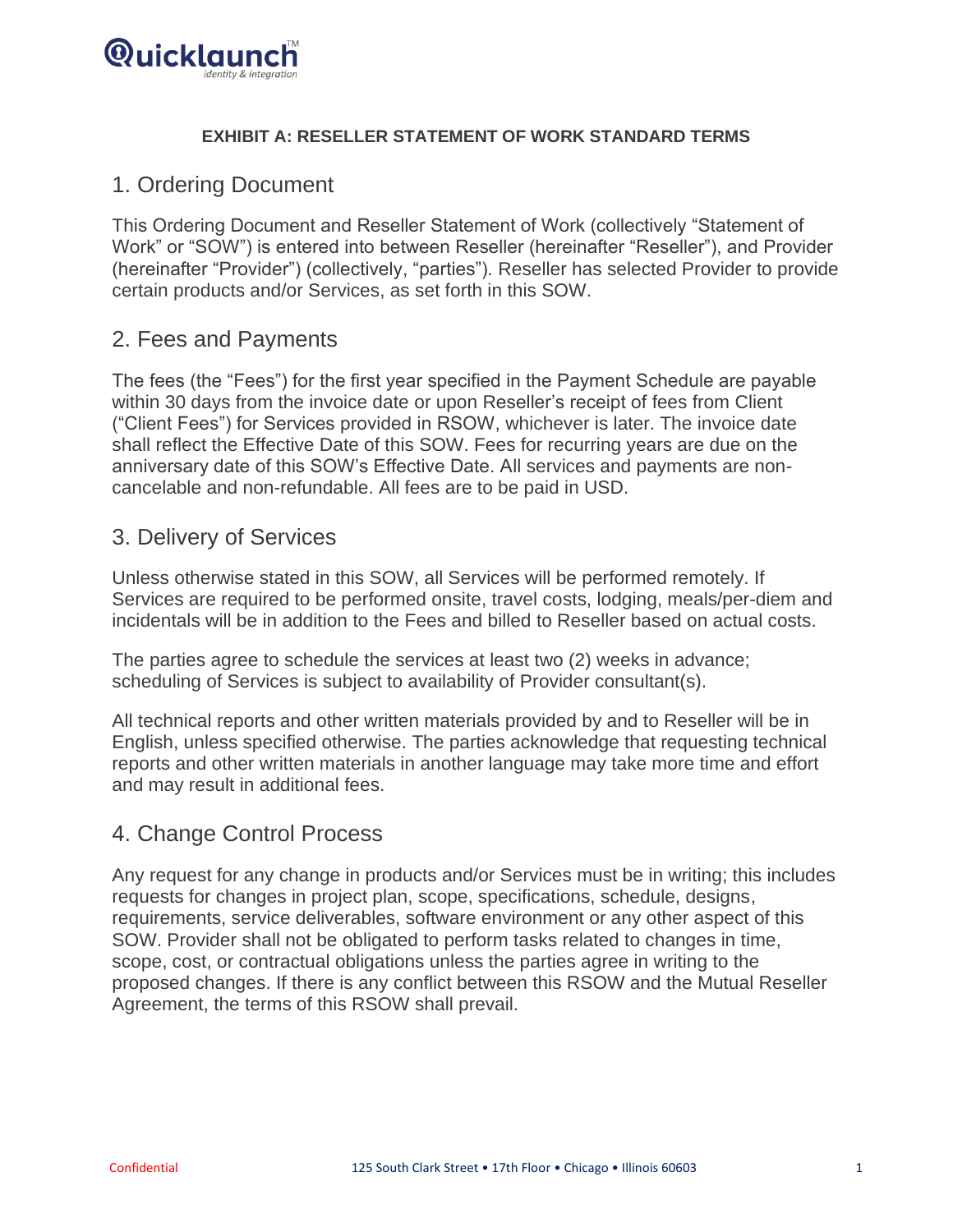**EXHIBIT A: RESELLER STATEMENT OF WORK STANDARD TERMS**

## 1. Ordering Document

This Ordering Document and Reseller Statement of Work (collectively "Statement of Work" or "SOW") is entered into between Reseller (hereinafter "Reseller"), and Provider (hereinafter "Provider") (collectively, "parties"). Reseller has selected Provider to provide certain products and/or Services, as set forth in this SOW.

## 2. Fees and Payments

The fees (the "Fees") for the first year specified in the Payment Schedule are payable within 30 days from the invoice date or upon Reseller's receipt of fees from Client ("Client Fees") for Services provided in RSOW, whichever is later. The invoice date shall reflect the Effective Date of this SOW. Fees for recurring years are due on the anniversary date of this SOW's Effective Date. All services and payments are non-cancelable and non-refundable. All fees are to be paid in USD.

## 3. Delivery of Services

Unless otherwise stated in this SOW, all Services will be performed remotely. If Services are required to be performed onsite, travel costs, lodging, meals/per-diem and incidentals will be in addition to the Fees and billed to Reseller based on actual costs.

The parties agree to schedule the services at least two (2) weeks in advance; scheduling of Services is subject to availability of Provider consultant(s).

All technical reports and other written materials provided by and to Reseller will be in English, unless specified otherwise. The parties acknowledge that requesting technical reports and other written materials in another language may take more time and effort and may result in additional fees.

## 4. Change Control Process

Any request for any change in products and/or Services must be in writing; this includes requests for changes in project plan, scope, specifications, schedule, designs, requirements, service deliverables, software environment or any other aspect of this SOW. Provider shall not be obligated to perform tasks related to changes in time, scope, cost, or contractual obligations unless the parties agree in writing to the proposed changes. If there is any conflict between this RSOW and the Mutual Reseller Agreement, the terms of this RSOW shall prevail.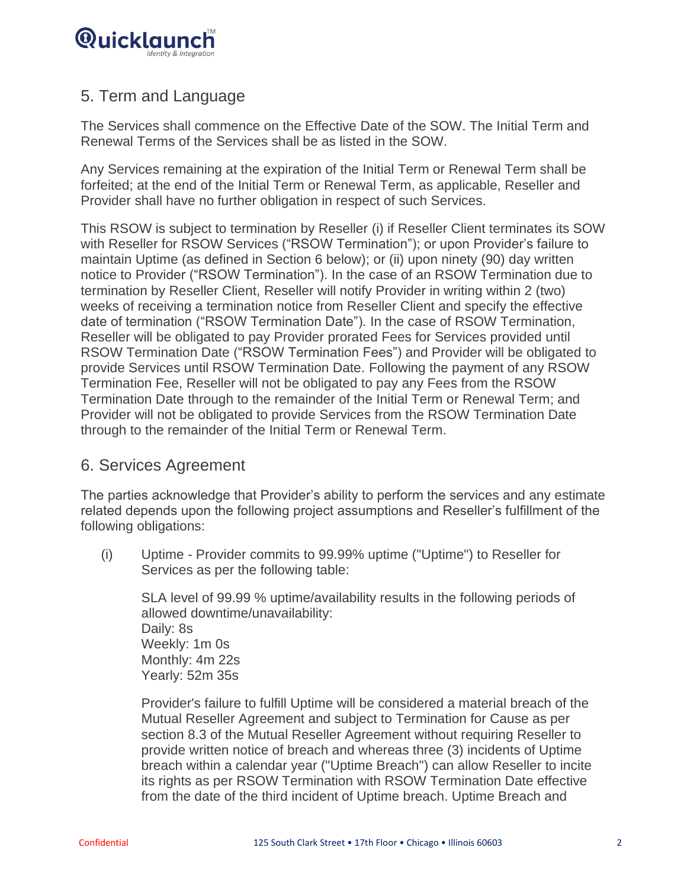## 5. Term and Language

The Services shall commence on the Effective Date of the SOW. The Initial Term and Renewal Terms of the Services shall be as listed in the SOW.

Any Services remaining at the expiration of the Initial Term or Renewal Term shall be forfeited; at the end of the Initial Term or Renewal Term, as applicable, Reseller and Provider shall have no further obligation in respect of such Services.

This RSOW is subject to termination by Reseller (i) if Reseller Client terminates its SOW with Reseller for RSOW Services ("RSOW Termination"); or upon Provider's failure to maintain Uptime (as defined in Section 6 below); or (ii) upon ninety (90) day written notice to Provider ("RSOW Termination"). In the case of an RSOW Termination due to termination by Reseller Client, Reseller will notify Provider in writing within 2 (two) weeks of receiving a termination notice from Reseller Client and specify the effective date of termination ("RSOW Termination Date"). In the case of RSOW Termination, Reseller will be obligated to pay Provider prorated Fees for Services provided until RSOW Termination Date ("RSOW Termination Fees") and Provider will be obligated to provide Services until RSOW Termination Date. Following the payment of any RSOW Termination Fee, Reseller will not be obligated to pay any Fees from the RSOW Termination Date through to the remainder of the Initial Term or Renewal Term; and Provider will not be obligated to provide Services from the RSOW Termination Date through to the remainder of the Initial Term or Renewal Term.

## 6. Services Agreement

The parties acknowledge that Provider's ability to perform the services and any estimate related depends upon the following project assumptions and Reseller's fulfillment of the following obligations:

(i) Uptime - Provider commits to 99.99% uptime ("Uptime") to Reseller for Services as per the following table:

SLA level of 99.99 % uptime/availability results in the following periods of allowed downtime/unavailability:
Daily: 8s
Weekly: 1m 0s
Monthly: 4m 22s
Yearly: 52m 35s

Provider's failure to fulfill Uptime will be considered a material breach of the Mutual Reseller Agreement and subject to Termination for Cause as per section 8.3 of the Mutual Reseller Agreement without requiring Reseller to provide written notice of breach and whereas three (3) incidents of Uptime breach within a calendar year ("Uptime Breach") can allow Reseller to incite its rights as per RSOW Termination with RSOW Termination Date effective from the date of the third incident of Uptime breach. Uptime Breach and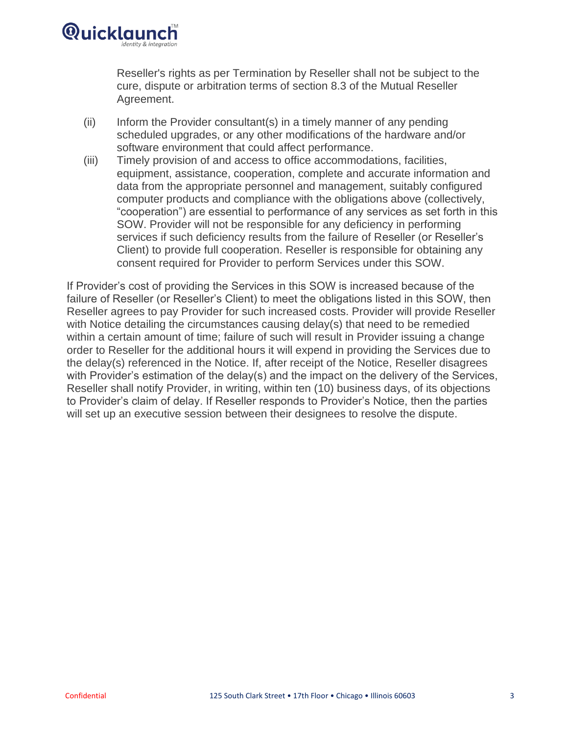Reseller's rights as per Termination by Reseller shall not be subject to the cure, dispute or arbitration terms of section 8.3 of the Mutual Reseller Agreement.

(ii) Inform the Provider consultant(s) in a timely manner of any pending scheduled upgrades, or any other modifications of the hardware and/or software environment that could affect performance.

(iii) Timely provision of and access to office accommodations, facilities, equipment, assistance, cooperation, complete and accurate information and data from the appropriate personnel and management, suitably configured computer products and compliance with the obligations above (collectively, "cooperation") are essential to performance of any services as set forth in this SOW. Provider will not be responsible for any deficiency in performing services if such deficiency results from the failure of Reseller (or Reseller's Client) to provide full cooperation. Reseller is responsible for obtaining any consent required for Provider to perform Services under this SOW.

If Provider's cost of providing the Services in this SOW is increased because of the failure of Reseller (or Reseller's Client) to meet the obligations listed in this SOW, then Reseller agrees to pay Provider for such increased costs. Provider will provide Reseller with Notice detailing the circumstances causing delay(s) that need to be remedied within a certain amount of time; failure of such will result in Provider issuing a change order to Reseller for the additional hours it will expend in providing the Services due to the delay(s) referenced in the Notice. If, after receipt of the Notice, Reseller disagrees with Provider's estimation of the delay(s) and the impact on the delivery of the Services, Reseller shall notify Provider, in writing, within ten (10) business days, of its objections to Provider's claim of delay. If Reseller responds to Provider's Notice, then the parties will set up an executive session between their designees to resolve the dispute.